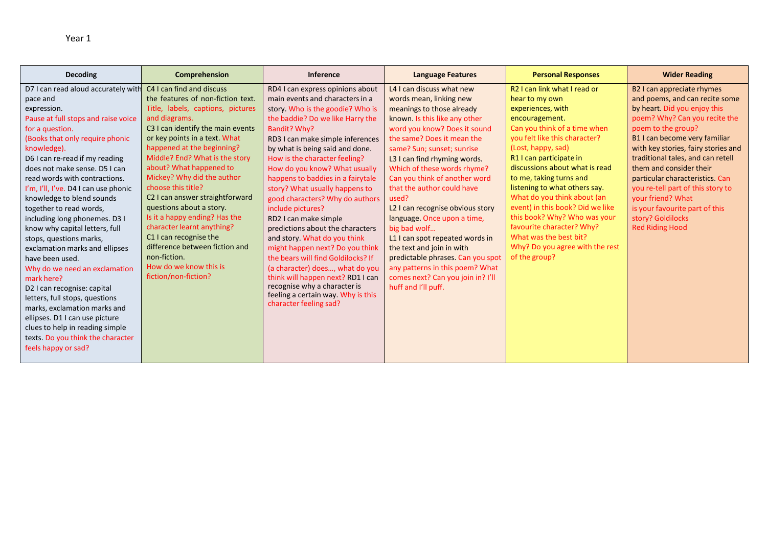Year 1

| Decoding | Comprehension | Inference | Language Features | Personal Responses | Wider Reading |
|---|---|---|---|---|---|
| D7 I can read aloud accurately with pace and expression. Pause at full stops and raise voice for a question. (Books that only require phonic knowledge). D6 I can re-read if my reading does not make sense. D5 I can read words with contractions. I'm, I'll, I've. D4 I can use phonic knowledge to blend sounds together to read words, including long phonemes. D3 I know why capital letters, full stops, questions marks, exclamation marks and ellipses have been used. Why do we need an exclamation mark here? D2 I can recognise: capital letters, full stops, questions marks, exclamation marks and ellipses. D1 I can use picture clues to help in reading simple texts. Do you think the character feels happy or sad? | C4 I can find and discuss the features of non-fiction text. Title, labels, captions, pictures and diagrams. C3 I can identify the main events or key points in a text. What happened at the beginning? Middle? End? What is the story about? What happened to Mickey? Why did the author choose this title? C2 I can answer straightforward questions about a story. Is it a happy ending? Has the character learnt anything? C1 I can recognise the difference between fiction and non-fiction. How do we know this is fiction/non-fiction? | RD4 I can express opinions about main events and characters in a story. Who is the goodie? Who is the baddie? Do we like Harry the Bandit? Why? RD3 I can make simple inferences by what is being said and done. How is the character feeling? How do you know? What usually happens to baddies in a fairytale story? What usually happens to good characters? Why do authors include pictures? RD2 I can make simple predictions about the characters and story. What do you think might happen next? Do you think the bears will find Goldilocks? If (a character) does…, what do you think will happen next? RD1 I can recognise why a character is feeling a certain way. Why is this character feeling sad? | L4 I can discuss what new words mean, linking new meanings to those already known. Is this like any other word you know? Does it sound the same? Does it mean the same? Sun; sunset; sunrise L3 I can find rhyming words. Which of these words rhyme? Can you think of another word that the author could have used? L2 I can recognise obvious story language. Once upon a time, big bad wolf… L1 I can spot repeated words in the text and join in with predictable phrases. Can you spot any patterns in this poem? What comes next? Can you join in? I'll huff and I'll puff. | R2 I can link what I read or hear to my own experiences, with encouragement. Can you think of a time when you felt like this character? (Lost, happy, sad) R1 I can participate in discussions about what is read to me, taking turns and listening to what others say. What do you think about (an event) in this book? Did we like this book? Why? Who was your favourite character? Why? What was the best bit? Why? Do you agree with the rest of the group? | B2 I can appreciate rhymes and poems, and can recite some by heart. Did you enjoy this poem? Why? Can you recite the poem to the group? B1 I can become very familiar with key stories, fairy stories and traditional tales, and can retell them and consider their particular characteristics. Can you re-tell part of this story to your friend? What is your favourite part of this story? Goldilocks Red Riding Hood |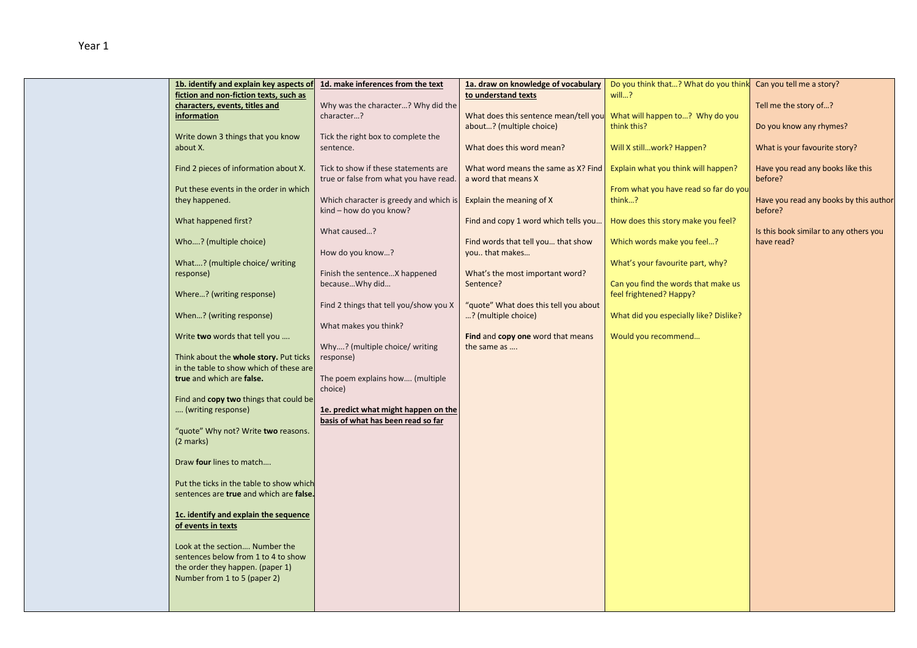Year 1

| | | | | | |
|---|---|---|---|---|---|
| | **1b. identify and explain key aspects of fiction and non-fiction texts, such as characters, events, titles and information**<br><br>Write down 3 things that you know about X.<br><br>Find 2 pieces of information about X.<br><br>Put these events in the order in which they happened.<br><br>What happened first?<br><br>Who….? (multiple choice)<br><br>What….? (multiple choice/ writing response)<br><br>Where…? (writing response)<br><br>When…? (writing response)<br><br>Write **two** words that tell you ….<br><br>Think about the **whole story.** Put ticks in the table to show which of these are **true** and which are **false.**<br><br>Find and **copy two** things that could be …. (writing response)<br><br>"quote" Why not? Write **two** reasons. (2 marks)<br><br>Draw **four** lines to match….<br><br>Put the ticks in the table to show which sentences are **true** and which are **false.**<br><br>**1c. identify and explain the sequence of events in texts**<br><br>Look at the section…. Number the sentences below from 1 to 4 to show the order they happen. (paper 1) Number from 1 to 5 (paper 2) | **1d. make inferences from the text**<br><br>Why was the character…? Why did the character…?<br><br>Tick the right box to complete the sentence.<br><br>Tick to show if these statements are true or false from what you have read.<br><br>Which character is greedy and which is kind – how do you know?<br><br>What caused…?<br><br>How do you know…?<br><br>Finish the sentence…X happened because…Why did…<br><br>Find 2 things that tell you/show you X<br><br>What makes you think?<br><br>Why….? (multiple choice/ writing response)<br><br>The poem explains how…. (multiple choice)<br><br>**1e. predict what might happen on the basis of what has been read so far** | **1a. draw on knowledge of vocabulary to understand texts**<br><br>What does this sentence mean/tell you about…? (multiple choice)<br><br>What does this word mean?<br><br>What word means the same as X? Find a word that means X<br><br>Explain the meaning of X<br><br>Find and copy 1 word which tells you…<br><br>Find words that tell you… that show you.. that makes…<br><br>What's the most important word? Sentence?<br><br>"quote" What does this tell you about …? (multiple choice)<br><br>**Find** and **copy one** word that means the same as …. | Do you think that…? What do you think will…?<br><br>What will happen to…? Why do you think this?<br><br>Will X still…work? Happen?<br><br>Explain what you think will happen?<br><br>From what you have read so far do you think…?<br><br>How does this story make you feel?<br><br>Which words make you feel…?<br><br>What's your favourite part, why?<br><br>Can you find the words that make us feel frightened? Happy?<br><br>What did you especially like? Dislike?<br><br>Would you recommend… | Can you tell me a story?<br><br>Tell me the story of…?<br><br>Do you know any rhymes?<br><br>What is your favourite story?<br><br>Have you read any books like this before?<br><br>Have you read any books by this author before?<br><br>Is this book similar to any others you have read? |